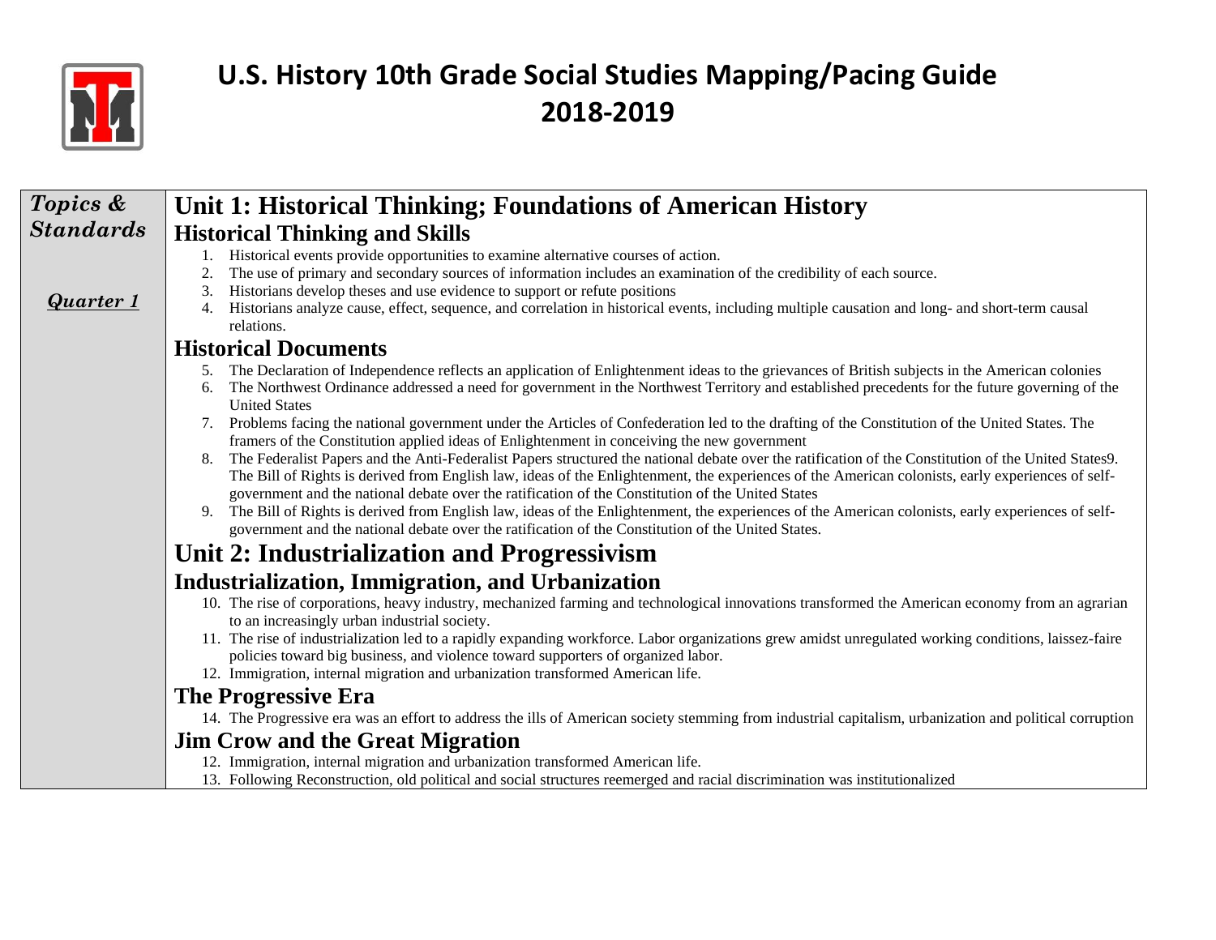# U.S. History 10th Grade Social Studies Mapping/Pacing Guide
# 2018-2019

| *Topics & Standards* <br><br> *Quarter 1* | **Unit 1: Historical Thinking; Foundations of American History** <br> **Historical Thinking and Skills** <br> 1. Historical events provide opportunities to examine alternative courses of action. <br> 2. The use of primary and secondary sources of information includes an examination of the credibility of each source. <br> 3. Historians develop theses and use evidence to support or refute positions <br> 4. Historians analyze cause, effect, sequence, and correlation in historical events, including multiple causation and long- and short-term causal relations. <br> **Historical Documents** <br> 5. The Declaration of Independence reflects an application of Enlightenment ideas to the grievances of British subjects in the American colonies <br> 6. The Northwest Ordinance addressed a need for government in the Northwest Territory and established precedents for the future governing of the United States <br> 7. Problems facing the national government under the Articles of Confederation led to the drafting of the Constitution of the United States. The framers of the Constitution applied ideas of Enlightenment in conceiving the new government <br> 8. The Federalist Papers and the Anti-Federalist Papers structured the national debate over the ratification of the Constitution of the United States9. The Bill of Rights is derived from English law, ideas of the Enlightenment, the experiences of the American colonists, early experiences of self-government and the national debate over the ratification of the Constitution of the United States <br> 9. The Bill of Rights is derived from English law, ideas of the Enlightenment, the experiences of the American colonists, early experiences of self-government and the national debate over the ratification of the Constitution of the United States. <br> **Unit 2: Industrialization and Progressivism** <br> **Industrialization, Immigration, and Urbanization** <br> 10. The rise of corporations, heavy industry, mechanized farming and technological innovations transformed the American economy from an agrarian to an increasingly urban industrial society. <br> 11. The rise of industrialization led to a rapidly expanding workforce. Labor organizations grew amidst unregulated working conditions, laissez-faire policies toward big business, and violence toward supporters of organized labor. <br> 12. Immigration, internal migration and urbanization transformed American life. <br> **The Progressive Era** <br> 14. The Progressive era was an effort to address the ills of American society stemming from industrial capitalism, urbanization and political corruption <br> **Jim Crow and the Great Migration** <br> 12. Immigration, internal migration and urbanization transformed American life. <br> 13. Following Reconstruction, old political and social structures reemerged and racial discrimination was institutionalized |
|---|---|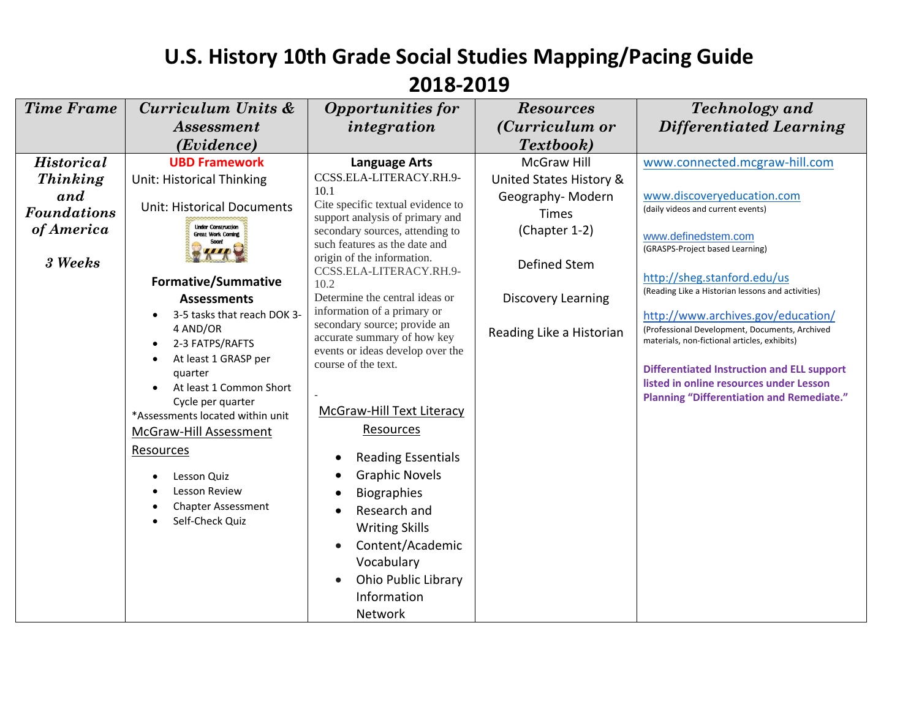# U.S. History 10th Grade Social Studies Mapping/Pacing Guide 2018-2019

| *Time Frame* | *Curriculum Units & Assessment (Evidence)* | *Opportunities for integration* | *Resources (Curriculum or Textbook)* | *Technology and Differentiated Learning* |
|---|---|---|---|---|
| ***Historical Thinking and Foundations of America*** <br><br> ***3 Weeks*** | **UBD Framework** <br> Unit: Historical Thinking <br><br> Unit: Historical Documents <br> Under Construction Great Work Coming Soon! <br><br> **Formative/Summative Assessments** <br> • 3-5 tasks that reach DOK 3-4 AND/OR <br> • 2-3 FATPS/RAFTS <br> • At least 1 GRASP per quarter <br> • At least 1 Common Short Cycle per quarter <br> *Assessments located within unit <br> McGraw-Hill Assessment Resources <br> • Lesson Quiz <br> • Lesson Review <br> • Chapter Assessment <br> • Self-Check Quiz | **Language Arts** <br> CCSS.ELA-LITERACY.RH.9-10.1 <br> Cite specific textual evidence to support analysis of primary and secondary sources, attending to such features as the date and origin of the information. <br> CCSS.ELA-LITERACY.RH.9-10.2 <br> Determine the central ideas or information of a primary or secondary source; provide an accurate summary of how key events or ideas develop over the course of the text. <br><br> - <br> McGraw-Hill Text Literacy Resources <br> • Reading Essentials <br> • Graphic Novels <br> • Biographies <br> • Research and Writing Skills <br> • Content/Academic Vocabulary <br> • Ohio Public Library Information Network | McGraw Hill United States History & Geography- Modern Times (Chapter 1-2) <br><br> Defined Stem <br><br> Discovery Learning <br><br> Reading Like a Historian | www.connected.mcgraw-hill.com <br><br> www.discoveryeducation.com <br> (daily videos and current events) <br><br> www.definedstem.com <br> (GRASPS-Project based Learning) <br><br> http://sheg.stanford.edu/us <br> (Reading Like a Historian lessons and activities) <br><br> http://www.archives.gov/education/ <br> (Professional Development, Documents, Archived materials, non-fictional articles, exhibits) <br><br> **Differentiated Instruction and ELL support listed in online resources under Lesson Planning "Differentiation and Remediate."** |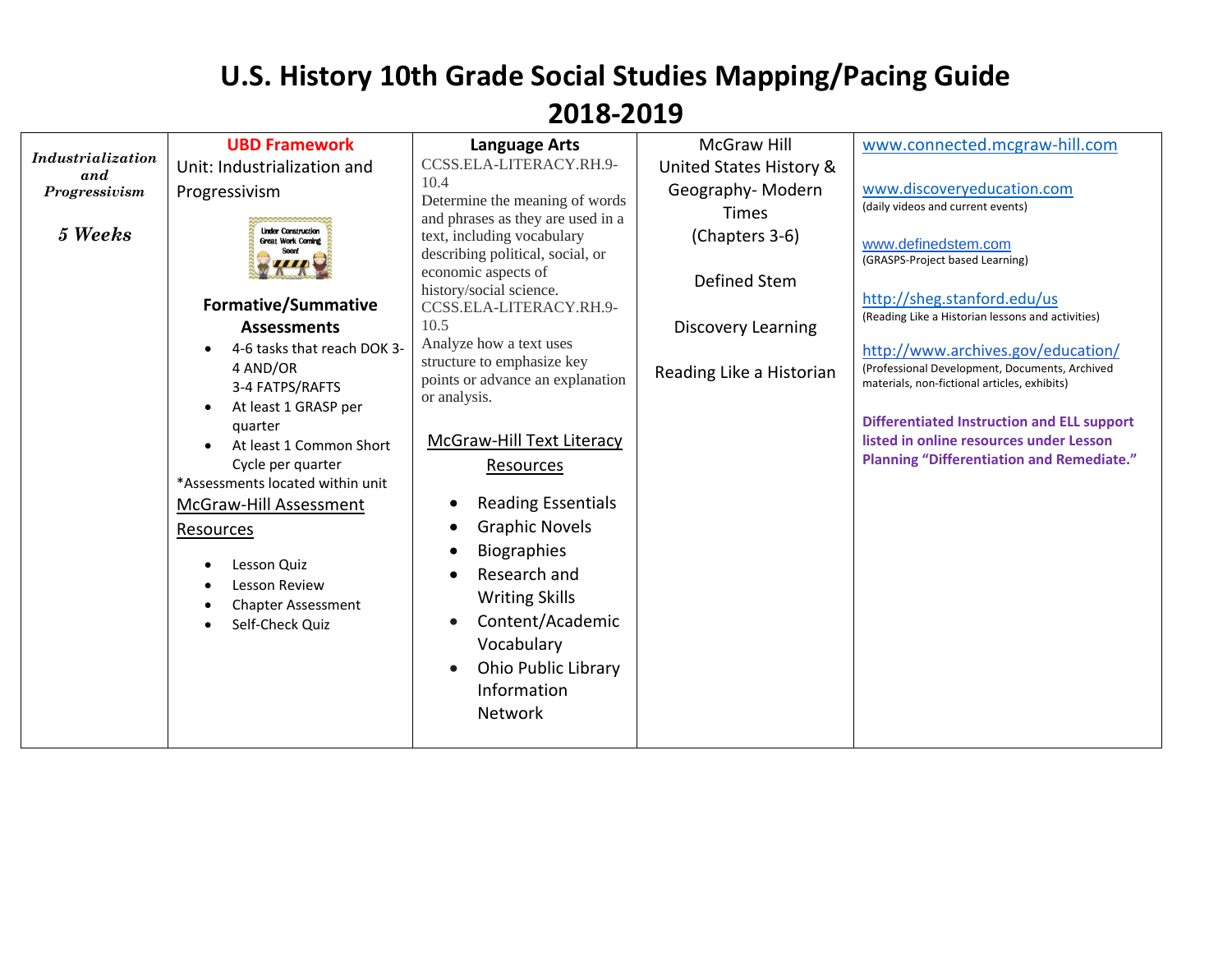# U.S. History 10th Grade Social Studies Mapping/Pacing Guide 2018-2019

| | | | | |
|---|---|---|---|---|
| ***Industrialization and Progressivism*** <br><br> ***5 Weeks*** | **UBD Framework** <br> Unit: Industrialization and Progressivism <br><br> **Formative/Summative Assessments** <br> • 4-6 tasks that reach DOK 3-4 AND/OR 3-4 FATPS/RAFTS <br> • At least 1 GRASP per quarter <br> • At least 1 Common Short Cycle per quarter <br> *Assessments located within unit <br> McGraw-Hill Assessment Resources <br> • Lesson Quiz <br> • Lesson Review <br> • Chapter Assessment <br> • Self-Check Quiz | **Language Arts** <br> CCSS.ELA-LITERACY.RH.9-10.4 <br> Determine the meaning of words and phrases as they are used in a text, including vocabulary describing political, social, or economic aspects of history/social science. <br> CCSS.ELA-LITERACY.RH.9-10.5 <br> Analyze how a text uses structure to emphasize key points or advance an explanation or analysis. <br><br> McGraw-Hill Text Literacy Resources <br> • Reading Essentials <br> • Graphic Novels <br> • Biographies <br> • Research and Writing Skills <br> • Content/Academic Vocabulary <br> • Ohio Public Library Information Network | McGraw Hill United States History & Geography- Modern Times (Chapters 3-6) <br><br> Defined Stem <br><br> Discovery Learning <br><br> Reading Like a Historian | www.connected.mcgraw-hill.com <br><br> www.discoveryeducation.com (daily videos and current events) <br><br> www.definedstem.com (GRASPS-Project based Learning) <br><br> http://sheg.stanford.edu/us (Reading Like a Historian lessons and activities) <br><br> http://www.archives.gov/education/ (Professional Development, Documents, Archived materials, non-fictional articles, exhibits) <br><br> **Differentiated Instruction and ELL support listed in online resources under Lesson Planning "Differentiation and Remediate."** |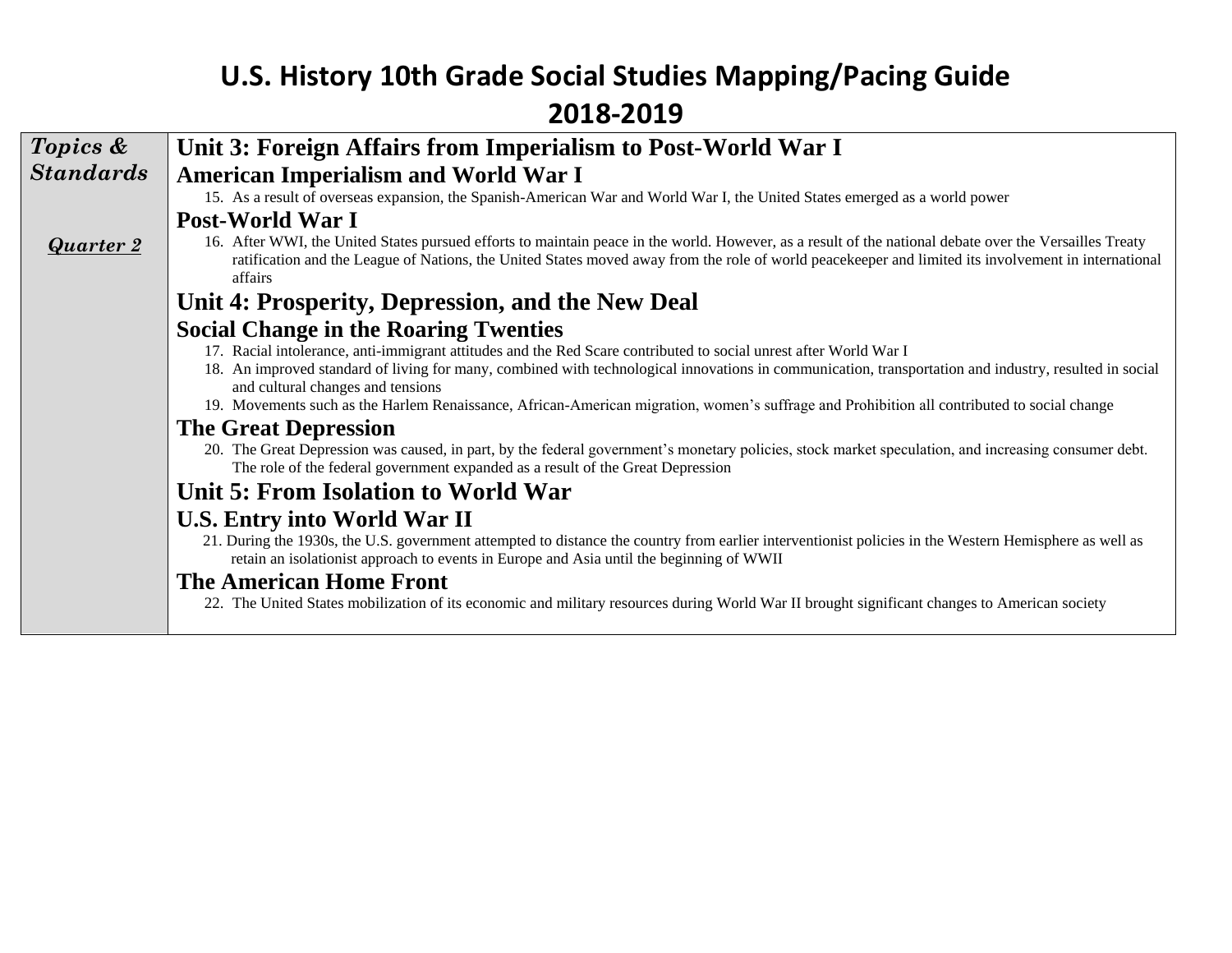# U.S. History 10th Grade Social Studies Mapping/Pacing Guide
# 2018-2019

| ***Topics & Standards*** <br><br> ***Quarter 2*** | **Unit 3: Foreign Affairs from Imperialism to Post-World War I** <br> **American Imperialism and World War I** <br> 15. As a result of overseas expansion, the Spanish-American War and World War I, the United States emerged as a world power <br> **Post-World War I** <br> 16. After WWI, the United States pursued efforts to maintain peace in the world. However, as a result of the national debate over the Versailles Treaty ratification and the League of Nations, the United States moved away from the role of world peacekeeper and limited its involvement in international affairs <br> **Unit 4: Prosperity, Depression, and the New Deal** <br> **Social Change in the Roaring Twenties** <br> 17. Racial intolerance, anti-immigrant attitudes and the Red Scare contributed to social unrest after World War I <br> 18. An improved standard of living for many, combined with technological innovations in communication, transportation and industry, resulted in social and cultural changes and tensions <br> 19. Movements such as the Harlem Renaissance, African-American migration, women's suffrage and Prohibition all contributed to social change <br> **The Great Depression** <br> 20. The Great Depression was caused, in part, by the federal government's monetary policies, stock market speculation, and increasing consumer debt. The role of the federal government expanded as a result of the Great Depression <br> **Unit 5: From Isolation to World War** <br> **U.S. Entry into World War II** <br> 21. During the 1930s, the U.S. government attempted to distance the country from earlier interventionist policies in the Western Hemisphere as well as retain an isolationist approach to events in Europe and Asia until the beginning of WWII <br> **The American Home Front** <br> 22. The United States mobilization of its economic and military resources during World War II brought significant changes to American society |
|---|---|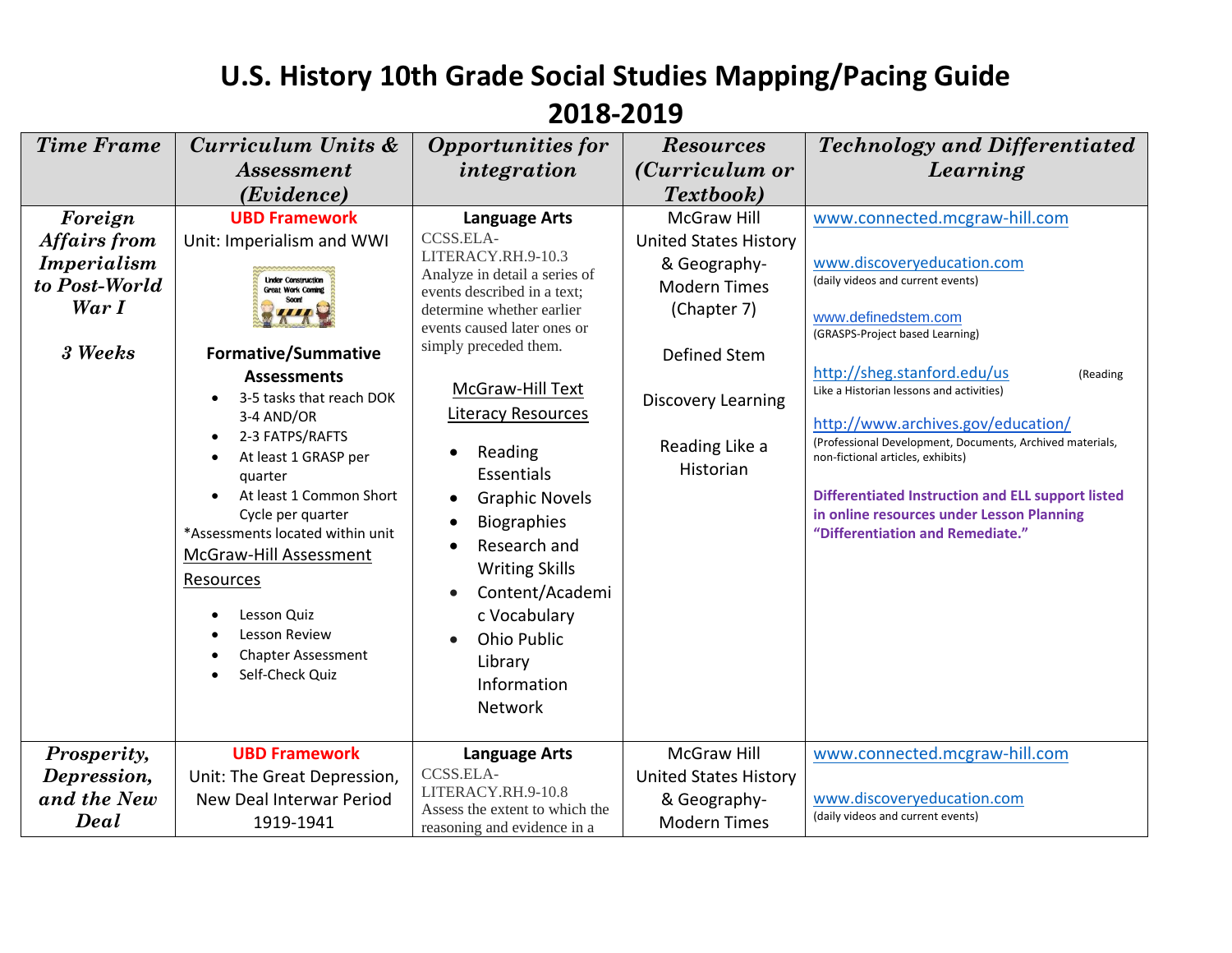# U.S. History 10th Grade Social Studies Mapping/Pacing Guide 2018-2019

| *Time Frame* | *Curriculum Units & Assessment (Evidence)* | *Opportunities for integration* | *Resources (Curriculum or Textbook)* | *Technology and Differentiated Learning* |
|---|---|---|---|---|
| ***Foreign Affairs from Imperialism to Post-World War I*** <br><br> ***3 Weeks*** | **UBD Framework** <br> Unit: Imperialism and WWI <br> Under Construction Great Work Coming Soon! <br><br> **Formative/Summative Assessments** <br> • 3-5 tasks that reach DOK 3-4 AND/OR <br> • 2-3 FATPS/RAFTS <br> • At least 1 GRASP per quarter <br> • At least 1 Common Short Cycle per quarter <br> *Assessments located within unit <br> McGraw-Hill Assessment Resources <br><br> • Lesson Quiz <br> • Lesson Review <br> • Chapter Assessment <br> • Self-Check Quiz | **Language Arts** <br> CCSS.ELA-LITERACY.RH.9-10.3 Analyze in detail a series of events described in a text; determine whether earlier events caused later ones or simply preceded them. <br><br> McGraw-Hill Text Literacy Resources <br><br> • Reading Essentials <br> • Graphic Novels <br> • Biographies <br> • Research and Writing Skills <br> • Content/Academic Vocabulary <br> • Ohio Public Library Information Network | McGraw Hill United States History & Geography- Modern Times (Chapter 7) <br><br> Defined Stem <br><br> Discovery Learning <br><br> Reading Like a Historian | www.connected.mcgraw-hill.com <br><br> www.discoveryeducation.com (daily videos and current events) <br><br> www.definedstem.com (GRASPS-Project based Learning) <br><br> http://sheg.stanford.edu/us (Reading Like a Historian lessons and activities) <br><br> http://www.archives.gov/education/ (Professional Development, Documents, Archived materials, non-fictional articles, exhibits) <br><br> **Differentiated Instruction and ELL support listed in online resources under Lesson Planning "Differentiation and Remediate."** |
| ***Prosperity, Depression, and the New Deal*** | **UBD Framework** <br> Unit: The Great Depression, New Deal Interwar Period 1919-1941 | **Language Arts** <br> CCSS.ELA-LITERACY.RH.9-10.8 Assess the extent to which the reasoning and evidence in a | McGraw Hill United States History & Geography- Modern Times | www.connected.mcgraw-hill.com <br><br> www.discoveryeducation.com (daily videos and current events) |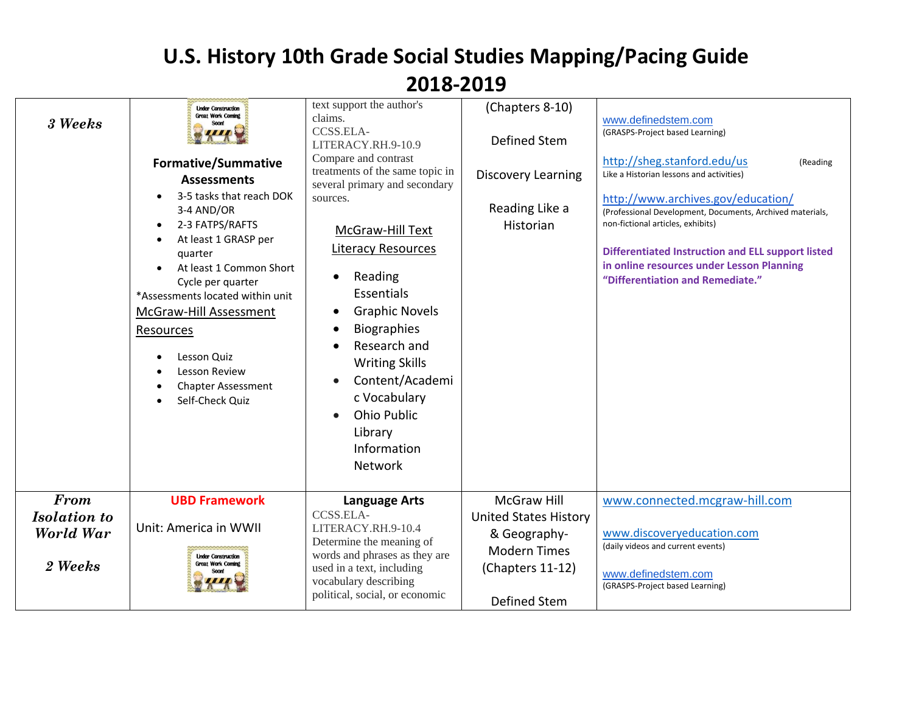# U.S. History 10th Grade Social Studies Mapping/Pacing Guide 2018-2019

| | | | | |
|---|---|---|---|---|
| ***3 Weeks*** | Under Construction Great Work Coming Soon!<br><br>**Formative/Summative Assessments**<br>• 3-5 tasks that reach DOK 3-4 AND/OR<br>• 2-3 FATPS/RAFTS<br>• At least 1 GRASP per quarter<br>• At least 1 Common Short Cycle per quarter<br>*Assessments located within unit<br><u>McGraw-Hill Assessment Resources</u><br>• Lesson Quiz<br>• Lesson Review<br>• Chapter Assessment<br>• Self-Check Quiz | text support the author's claims.<br>CCSS.ELA-LITERACY.RH.9-10.9 Compare and contrast treatments of the same topic in several primary and secondary sources.<br><br><u>McGraw-Hill Text Literacy Resources</u><br>• Reading Essentials<br>• Graphic Novels<br>• Biographies<br>• Research and Writing Skills<br>• Content/Academic Vocabulary<br>• Ohio Public Library Information Network | (Chapters 8-10)<br><br>Defined Stem<br><br>Discovery Learning<br><br>Reading Like a Historian | www.definedstem.com<br>(GRASPS-Project based Learning)<br><br>http://sheg.stanford.edu/us (Reading Like a Historian lessons and activities)<br><br>http://www.archives.gov/education/<br>(Professional Development, Documents, Archived materials, non-fictional articles, exhibits)<br><br>**Differentiated Instruction and ELL support listed in online resources under Lesson Planning "Differentiation and Remediate."** |
| ***From Isolation to World War***<br><br>***2 Weeks*** | **UBD Framework**<br><br>Unit: America in WWII<br><br>Under Construction Great Work Coming Soon! | **Language Arts**<br>CCSS.ELA-LITERACY.RH.9-10.4 Determine the meaning of words and phrases as they are used in a text, including vocabulary describing political, social, or economic | McGraw Hill United States History & Geography-Modern Times (Chapters 11-12)<br><br>Defined Stem | www.connected.mcgraw-hill.com<br><br>www.discoveryeducation.com<br>(daily videos and current events)<br><br>www.definedstem.com<br>(GRASPS-Project based Learning) |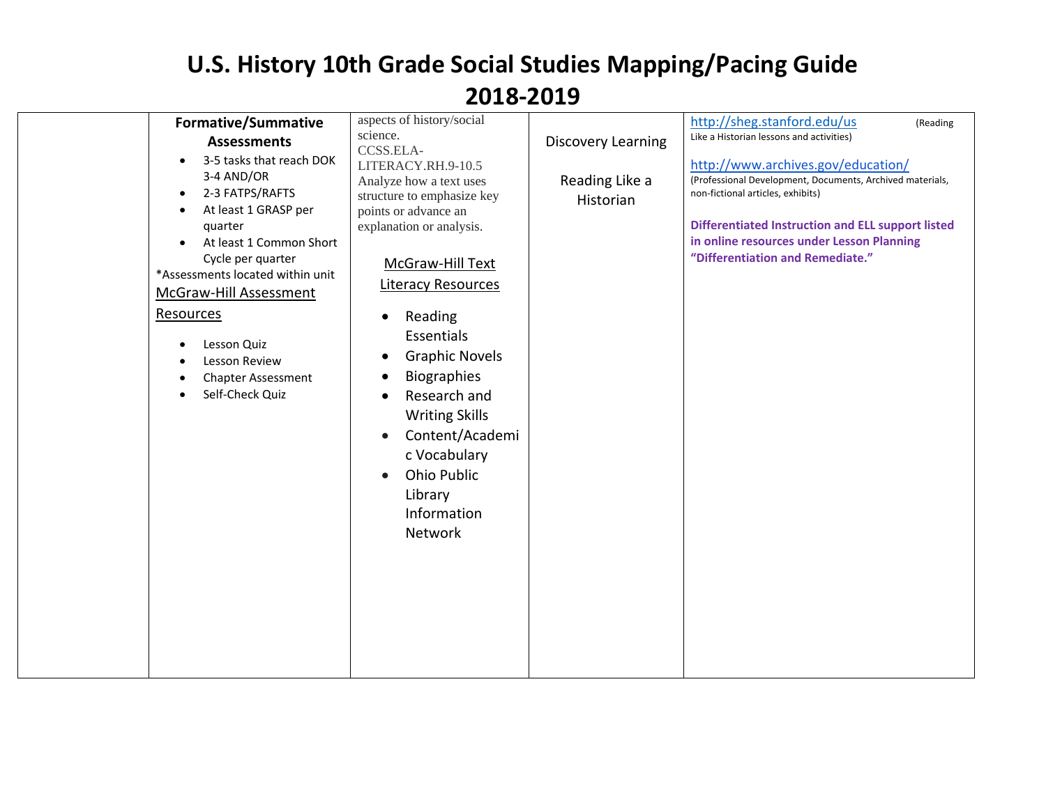# U.S. History 10th Grade Social Studies Mapping/Pacing Guide 2018-2019

| | | | | |
|---|---|---|---|---|
| | **Formative/Summative Assessments**<br>• 3-5 tasks that reach DOK 3-4 AND/OR<br>• 2-3 FATPS/RAFTS<br>• At least 1 GRASP per quarter<br>• At least 1 Common Short Cycle per quarter<br>*Assessments located within unit<br>McGraw-Hill Assessment Resources<br>• Lesson Quiz<br>• Lesson Review<br>• Chapter Assessment<br>• Self-Check Quiz | aspects of history/social science.<br>CCSS.ELA-LITERACY.RH.9-10.5 Analyze how a text uses structure to emphasize key points or advance an explanation or analysis.<br>McGraw-Hill Text Literacy Resources<br>• Reading Essentials<br>• Graphic Novels<br>• Biographies<br>• Research and Writing Skills<br>• Content/Academic Vocabulary<br>• Ohio Public Library Information Network | Discovery Learning<br><br>Reading Like a Historian | http://sheg.stanford.edu/us (Reading Like a Historian lessons and activities)<br><br>http://www.archives.gov/education/ (Professional Development, Documents, Archived materials, non-fictional articles, exhibits)<br><br>**Differentiated Instruction and ELL support listed in online resources under Lesson Planning "Differentiation and Remediate."** |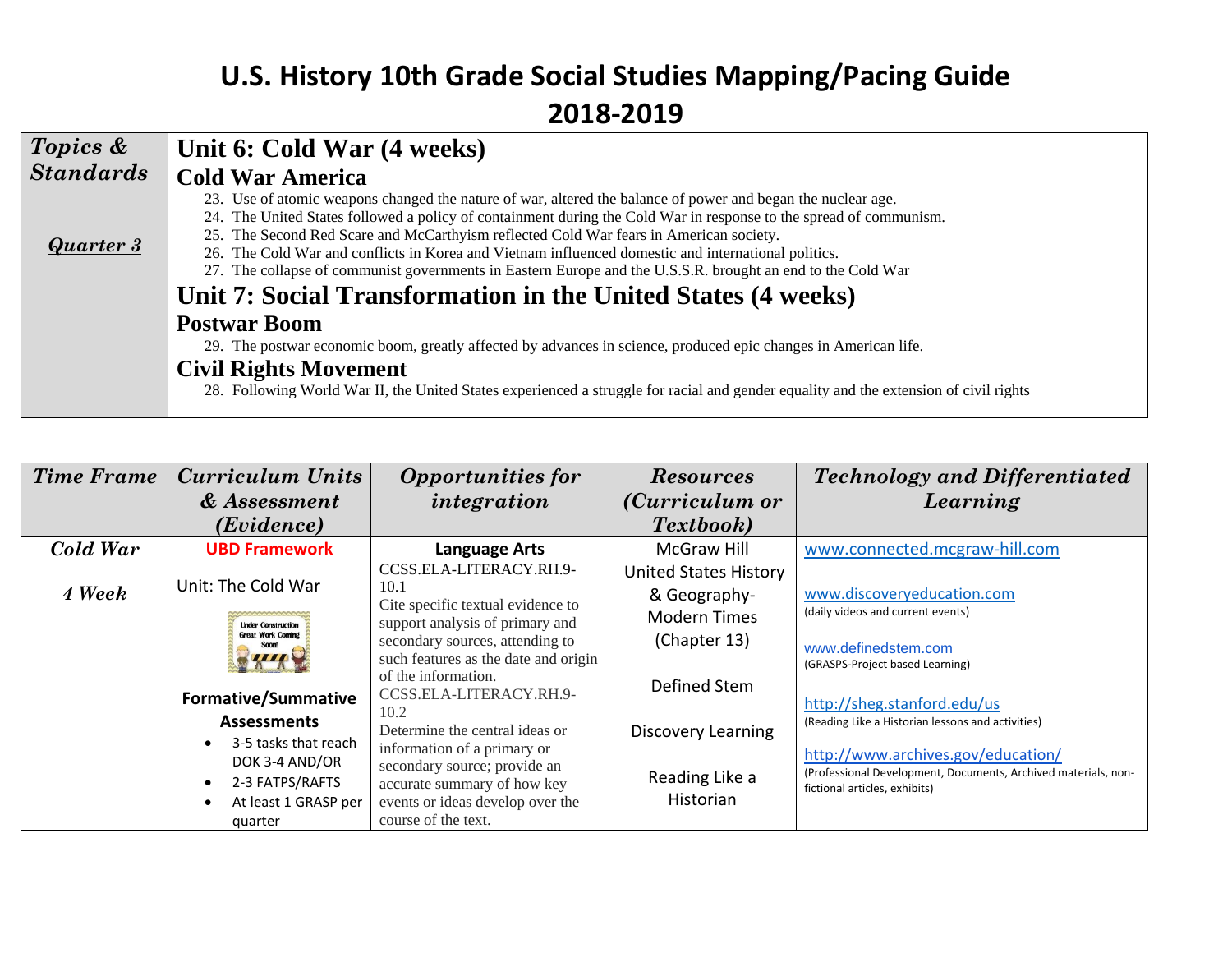# U.S. History 10th Grade Social Studies Mapping/Pacing Guide 2018-2019

| *Topics & Standards* <br><br> ***Quarter 3*** | **Unit 6: Cold War (4 weeks)** <br> **Cold War America** <br> 23. Use of atomic weapons changed the nature of war, altered the balance of power and began the nuclear age. <br> 24. The United States followed a policy of containment during the Cold War in response to the spread of communism. <br> 25. The Second Red Scare and McCarthyism reflected Cold War fears in American society. <br> 26. The Cold War and conflicts in Korea and Vietnam influenced domestic and international politics. <br> 27. The collapse of communist governments in Eastern Europe and the U.S.S.R. brought an end to the Cold War <br> **Unit 7: Social Transformation in the United States (4 weeks)** <br> **Postwar Boom** <br> 29. The postwar economic boom, greatly affected by advances in science, produced epic changes in American life. <br> **Civil Rights Movement** <br> 28. Following World War II, the United States experienced a struggle for racial and gender equality and the extension of civil rights |
|---|---|

| *Time Frame* | *Curriculum Units & Assessment (Evidence)* | *Opportunities for integration* | *Resources (Curriculum or Textbook)* | *Technology and Differentiated Learning* |
|---|---|---|---|---|
| ***Cold War*** <br><br> ***4 Week*** | **UBD Framework** <br><br> Unit: The Cold War <br><br> Under Construction Great Work Coming Soon! <br><br> **Formative/Summative Assessments** <br> • 3-5 tasks that reach DOK 3-4 AND/OR <br> • 2-3 FATPS/RAFTS <br> • At least 1 GRASP per quarter | **Language Arts** <br> CCSS.ELA-LITERACY.RH.9-10.1 <br> Cite specific textual evidence to support analysis of primary and secondary sources, attending to such features as the date and origin of the information. <br> CCSS.ELA-LITERACY.RH.9-10.2 <br> Determine the central ideas or information of a primary or secondary source; provide an accurate summary of how key events or ideas develop over the course of the text. | McGraw Hill United States History & Geography-Modern Times (Chapter 13) <br><br> Defined Stem <br><br> Discovery Learning <br><br> Reading Like a Historian | www.connected.mcgraw-hill.com <br><br> www.discoveryeducation.com <br> (daily videos and current events) <br><br> www.definedstem.com <br> (GRASPS-Project based Learning) <br><br> http://sheg.stanford.edu/us <br> (Reading Like a Historian lessons and activities) <br><br> http://www.archives.gov/education/ <br> (Professional Development, Documents, Archived materials, non-fictional articles, exhibits) |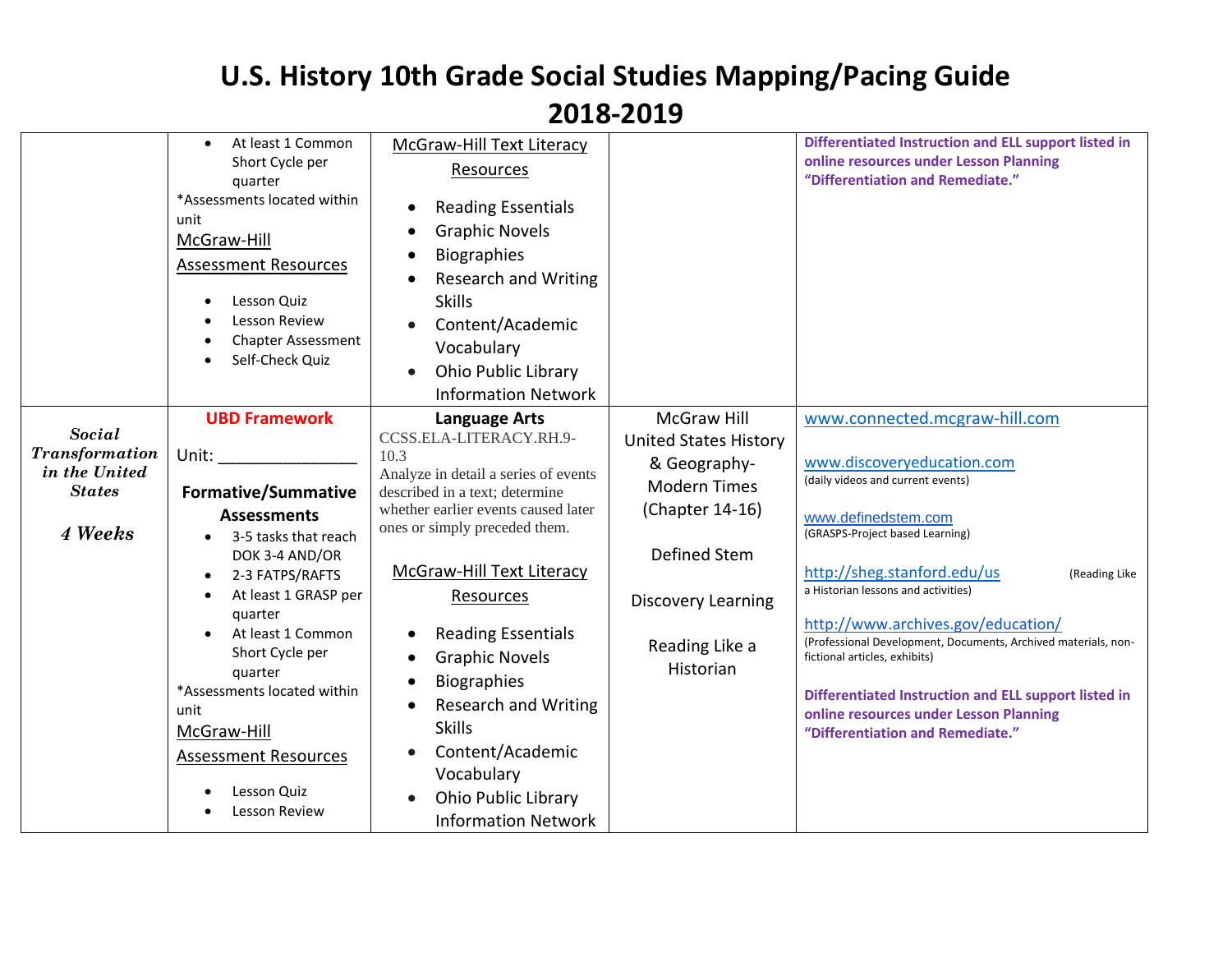# U.S. History 10th Grade Social Studies Mapping/Pacing Guide 2018-2019

| | | | | |
|---|---|---|---|---|
| | • At least 1 Common Short Cycle per quarter<br>*Assessments located within unit<br>McGraw-Hill Assessment Resources<br>• Lesson Quiz<br>• Lesson Review<br>• Chapter Assessment<br>• Self-Check Quiz | McGraw-Hill Text Literacy Resources<br>• Reading Essentials<br>• Graphic Novels<br>• Biographies<br>• Research and Writing Skills<br>• Content/Academic Vocabulary<br>• Ohio Public Library Information Network | | **Differentiated Instruction and ELL support listed in online resources under Lesson Planning "Differentiation and Remediate."** |
| ***Social Transformation in the United States***<br><br>***4 Weeks*** | **UBD Framework**<br>Unit: _______________<br>**Formative/Summative Assessments**<br>• 3-5 tasks that reach DOK 3-4 AND/OR<br>• 2-3 FATPS/RAFTS<br>• At least 1 GRASP per quarter<br>• At least 1 Common Short Cycle per quarter<br>*Assessments located within unit<br>McGraw-Hill Assessment Resources<br>• Lesson Quiz<br>• Lesson Review | **Language Arts**<br>CCSS.ELA-LITERACY.RH.9-10.3<br>Analyze in detail a series of events described in a text; determine whether earlier events caused later ones or simply preceded them.<br><br>McGraw-Hill Text Literacy Resources<br>• Reading Essentials<br>• Graphic Novels<br>• Biographies<br>• Research and Writing Skills<br>• Content/Academic Vocabulary<br>• Ohio Public Library Information Network | McGraw Hill United States History & Geography-Modern Times (Chapter 14-16)<br><br>Defined Stem<br><br>Discovery Learning<br><br>Reading Like a Historian | www.connected.mcgraw-hill.com<br><br>www.discoveryeducation.com<br>(daily videos and current events)<br><br>www.definedstem.com<br>(GRASPS-Project based Learning)<br><br>http://sheg.stanford.edu/us (Reading Like a Historian lessons and activities)<br><br>http://www.archives.gov/education/<br>(Professional Development, Documents, Archived materials, non-fictional articles, exhibits)<br><br>**Differentiated Instruction and ELL support listed in online resources under Lesson Planning "Differentiation and Remediate."** |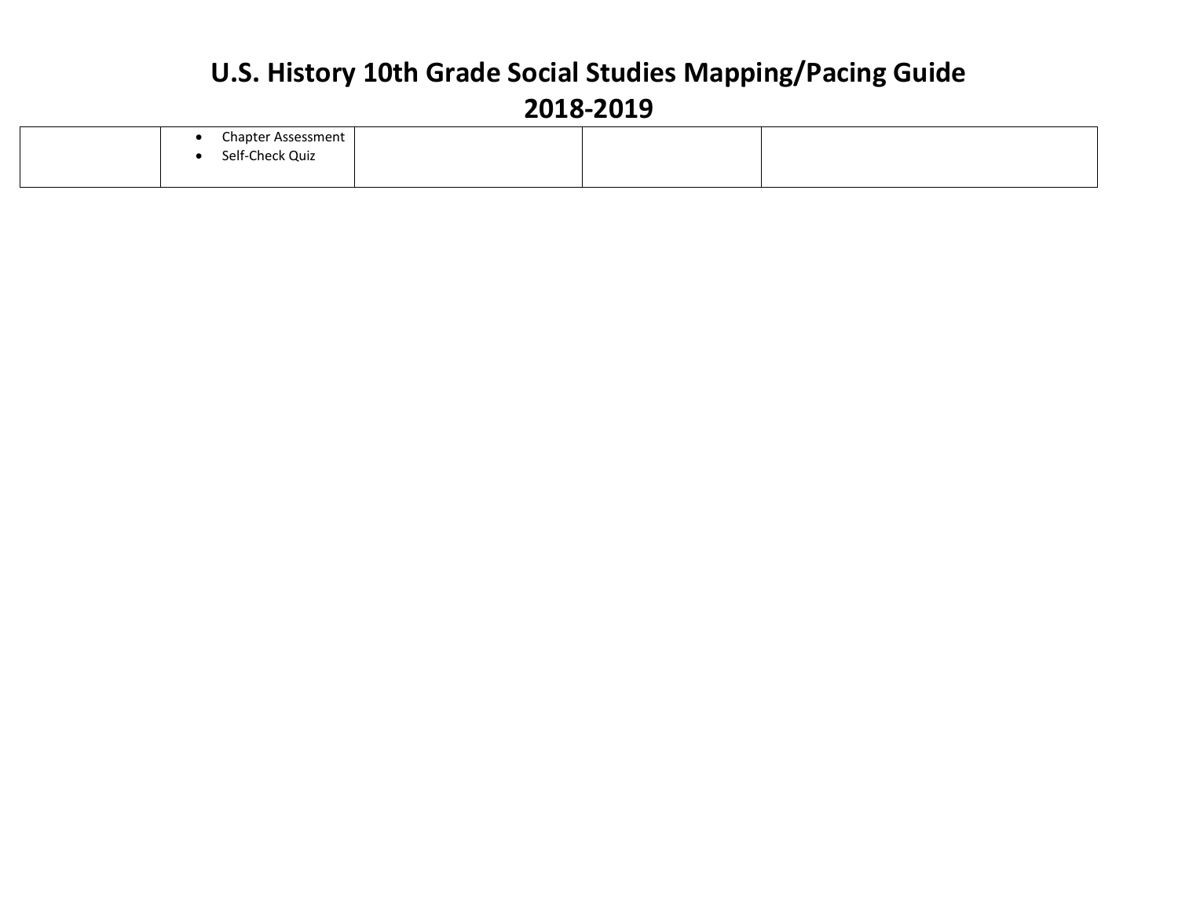| | • Chapter Assessment<br>• Self-Check Quiz | | | |
|---|---|---|---|---|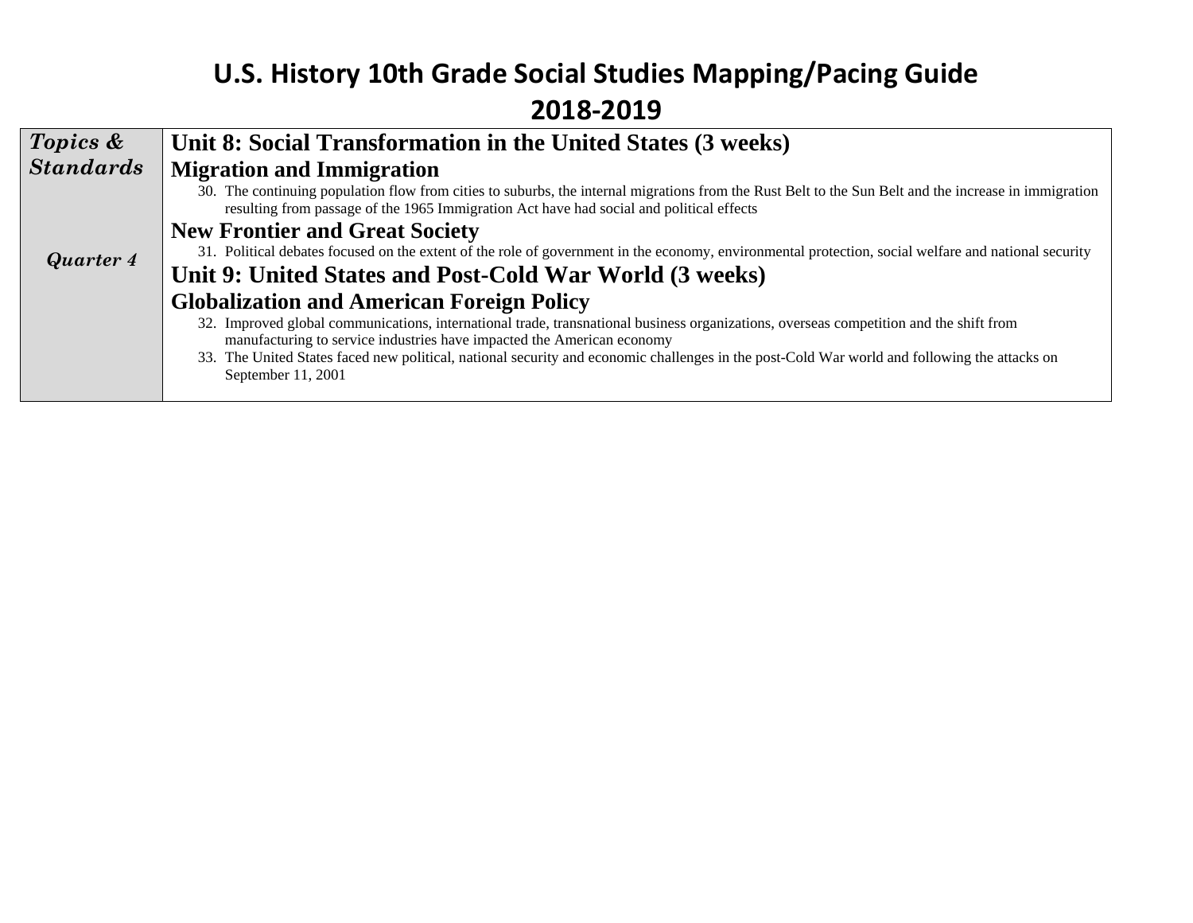# U.S. History 10th Grade Social Studies Mapping/Pacing Guide 2018-2019

| *Topics & Standards* <br><br> *Quarter 4* | **Unit 8: Social Transformation in the United States (3 weeks)** <br> **Migration and Immigration** <br> 30. The continuing population flow from cities to suburbs, the internal migrations from the Rust Belt to the Sun Belt and the increase in immigration resulting from passage of the 1965 Immigration Act have had social and political effects <br> **New Frontier and Great Society** <br> 31. Political debates focused on the extent of the role of government in the economy, environmental protection, social welfare and national security <br> **Unit 9: United States and Post-Cold War World (3 weeks)** <br> **Globalization and American Foreign Policy** <br> 32. Improved global communications, international trade, transnational business organizations, overseas competition and the shift from manufacturing to service industries have impacted the American economy <br> 33. The United States faced new political, national security and economic challenges in the post-Cold War world and following the attacks on September 11, 2001 |
|---|---|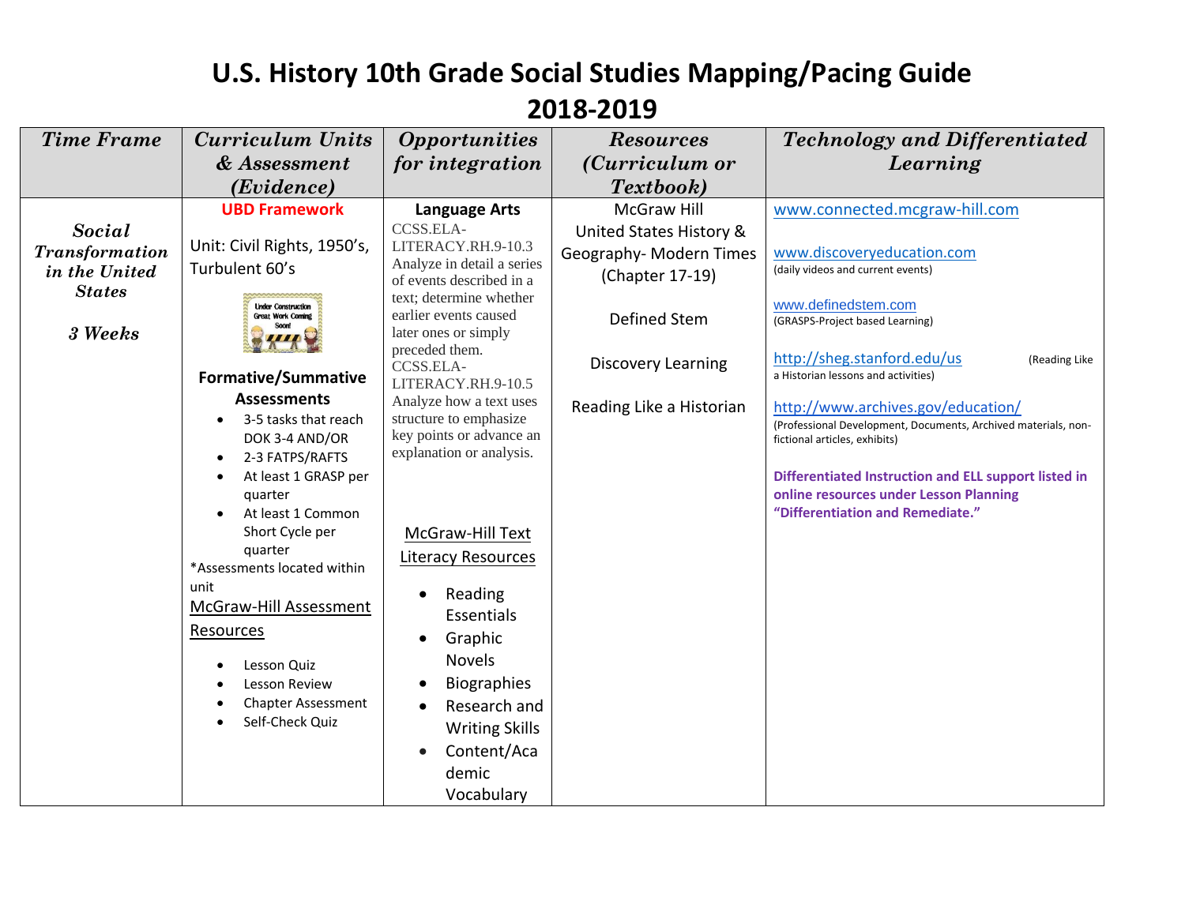# U.S. History 10th Grade Social Studies Mapping/Pacing Guide

# 2018-2019

| *Time Frame* | *Curriculum Units & Assessment (Evidence)* | *Opportunities for integration* | *Resources (Curriculum or Textbook)* | *Technology and Differentiated Learning* |
|---|---|---|---|---|
| ***Social Transformation in the United States*** <br><br> ***3 Weeks*** | **UBD Framework** <br><br> Unit: Civil Rights, 1950's, Turbulent 60's <br><br> Under Construction Great Work Coming Soon! <br><br> **Formative/Summative Assessments** <br> • 3-5 tasks that reach DOK 3-4 AND/OR <br> • 2-3 FATPS/RAFTS <br> • At least 1 GRASP per quarter <br> • At least 1 Common Short Cycle per quarter <br> *Assessments located within unit <br> McGraw-Hill Assessment Resources <br> • Lesson Quiz <br> • Lesson Review <br> • Chapter Assessment <br> • Self-Check Quiz | **Language Arts** <br> CCSS.ELA-LITERACY.RH.9-10.3 Analyze in detail a series of events described in a text; determine whether earlier events caused later ones or simply preceded them. <br> CCSS.ELA-LITERACY.RH.9-10.5 Analyze how a text uses structure to emphasize key points or advance an explanation or analysis. <br><br> McGraw-Hill Text Literacy Resources <br> • Reading Essentials <br> • Graphic Novels <br> • Biographies <br> • Research and Writing Skills <br> • Content/Academic Vocabulary | McGraw Hill United States History & Geography- Modern Times (Chapter 17-19) <br><br> Defined Stem <br><br> Discovery Learning <br><br> Reading Like a Historian | www.connected.mcgraw-hill.com <br><br> www.discoveryeducation.com (daily videos and current events) <br><br> www.definedstem.com (GRASPS-Project based Learning) <br><br> http://sheg.stanford.edu/us (Reading Like a Historian lessons and activities) <br><br> http://www.archives.gov/education/ (Professional Development, Documents, Archived materials, non-fictional articles, exhibits) <br><br> **Differentiated Instruction and ELL support listed in online resources under Lesson Planning "Differentiation and Remediate."** |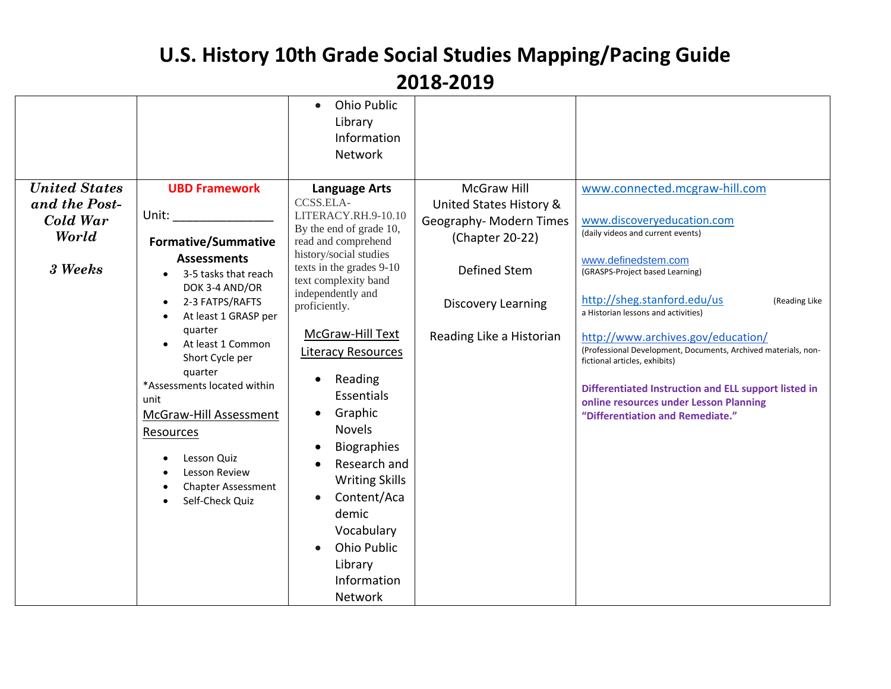# U.S. History 10th Grade Social Studies Mapping/Pacing Guide 2018-2019

| | | | | |
|---|---|---|---|---|
| | | • Ohio Public Library Information Network | | |
| ***United States and the Post-Cold War World*** <br><br> ***3 Weeks*** | **UBD Framework** <br><br> Unit: _______________ <br><br> **Formative/Summative Assessments** <br> • 3-5 tasks that reach DOK 3-4 AND/OR <br> • 2-3 FATPS/RAFTS <br> • At least 1 GRASP per quarter <br> • At least 1 Common Short Cycle per quarter <br> *Assessments located within unit <br> McGraw-Hill Assessment Resources <br><br> • Lesson Quiz <br> • Lesson Review <br> • Chapter Assessment <br> • Self-Check Quiz | **Language Arts** <br> CCSS.ELA-LITERACY.RH.9-10.10 By the end of grade 10, read and comprehend history/social studies texts in the grades 9-10 text complexity band independently and proficiently. <br><br> McGraw-Hill Text Literacy Resources <br><br> • Reading Essentials <br> • Graphic Novels <br> • Biographies <br> • Research and Writing Skills <br> • Content/Academic Vocabulary <br> • Ohio Public Library Information Network | McGraw Hill United States History & Geography- Modern Times (Chapter 20-22) <br><br> Defined Stem <br><br> Discovery Learning <br><br> Reading Like a Historian | www.connected.mcgraw-hill.com <br><br> www.discoveryeducation.com (daily videos and current events) <br><br> www.definedstem.com (GRASPS-Project based Learning) <br><br> http://sheg.stanford.edu/us (Reading Like a Historian lessons and activities) <br><br> http://www.archives.gov/education/ (Professional Development, Documents, Archived materials, non-fictional articles, exhibits) <br><br> **Differentiated Instruction and ELL support listed in online resources under Lesson Planning "Differentiation and Remediate."** |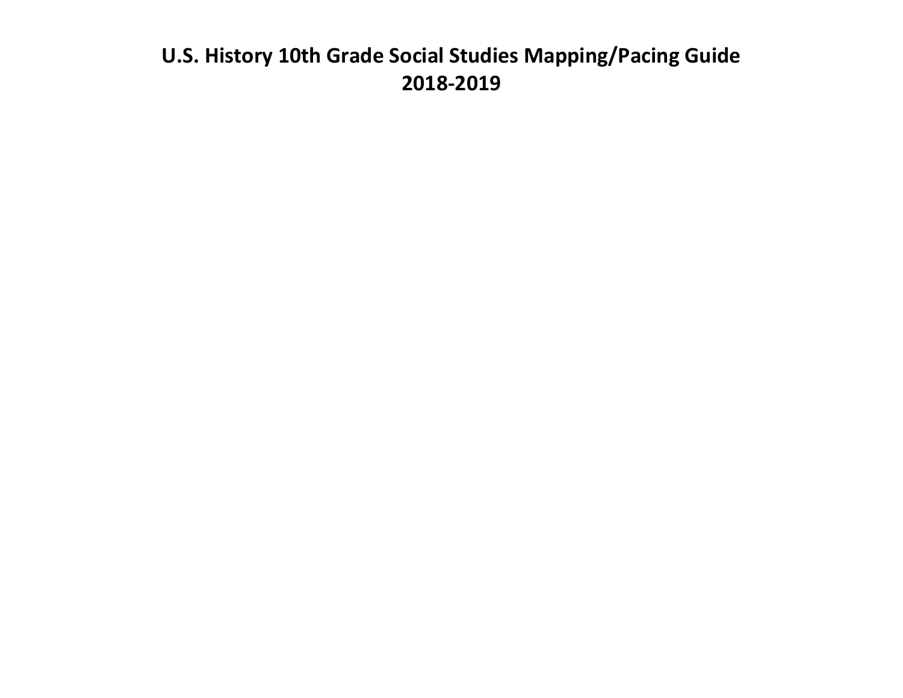# U.S. History 10th Grade Social Studies Mapping/Pacing Guide
# 2018-2019